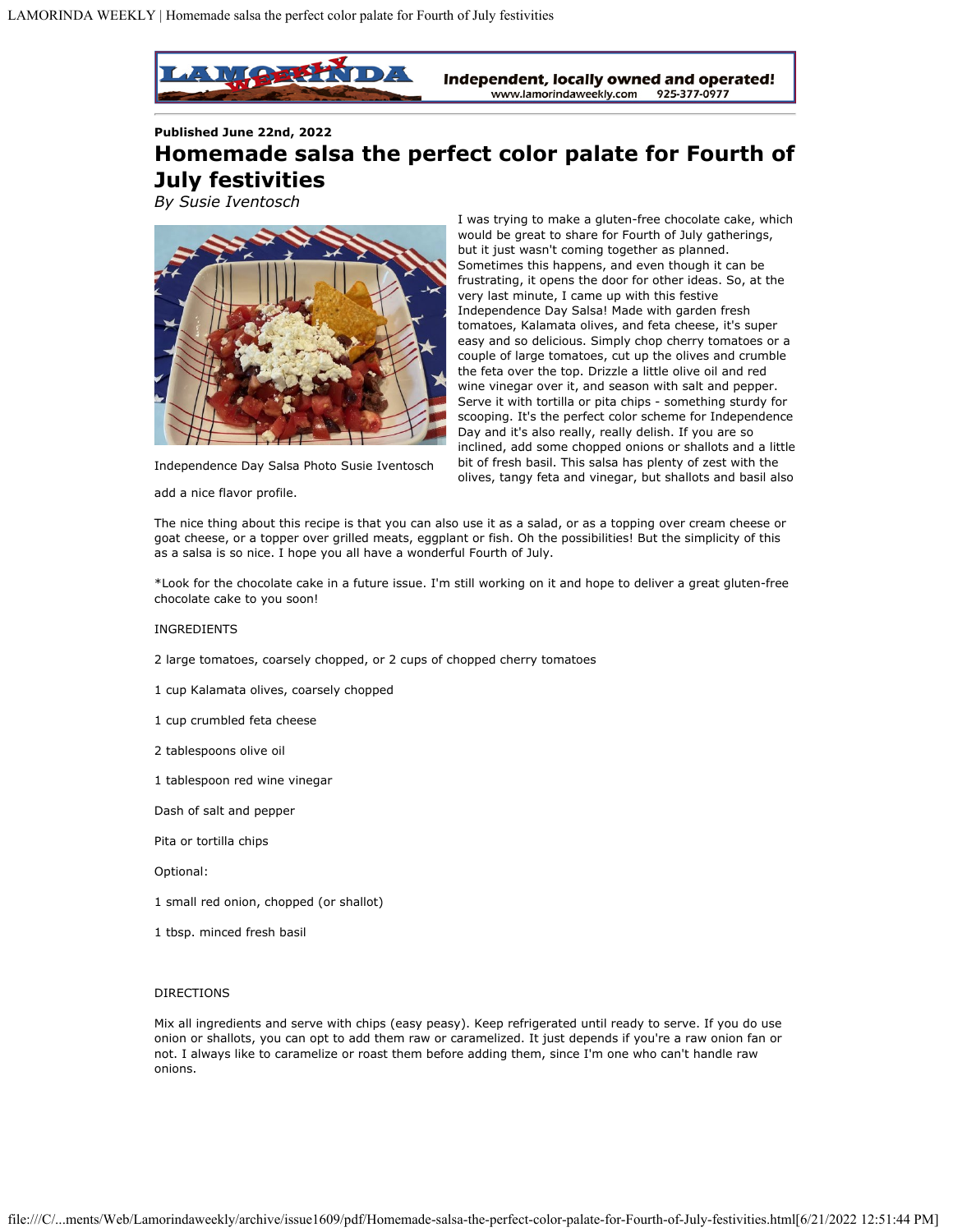Published June 22nd, 2022

# Homemade salsa the perfect color palate for Fourth of July festivities

*By Susie Iventosch*

Independence Day Salsa Photo Susie Iventosch

I was trying to make a gluten-free chocolate cake, which would be great to share for Fourth of July gatherings, but it just wasn't coming together as planned. Sometimes this happens, and even though it can be frustrating, it opens the door for other ideas. So, at the very last minute, I came up with this festive Independence Day Salsa! Made with garden fresh tomatoes, Kalamata olives, and feta cheese, it's super easy and so delicious. Simply chop cherry tomatoes or a couple of large tomatoes, cut up the olives and crumble the feta over the top. Drizzle a little olive oil and red wine vinegar over it, and season with salt and pepper. Serve it with tortilla or pita chips - something sturdy for scooping. It's the perfect color scheme for Independence Day and it's also really, really delish. If you are so inclined, add some chopped onions or shallots and a little bit of fresh basil. This salsa has plenty of zest with the olives, tangy feta and vinegar, but shallots and basil also add a nice flavor profile.

The nice thing about this recipe is that you can also use it as a salad, or as a topping over cream cheese or goat cheese, or a topper over grilled meats, eggplant or fish. Oh the possibilities! But the simplicity of this as a salsa is so nice. I hope you all have a wonderful Fourth of July.

*Look for the chocolate cake in a future issue. I'm still working on it and hope to deliver a great gluten-free chocolate cake to you soon!

INGREDIENTS

2 large tomatoes, coarsely chopped, or 2 cups of chopped cherry tomatoes

1 cup Kalamata olives, coarsely chopped

1 cup crumbled feta cheese

2 tablespoons olive oil

1 tablespoon red wine vinegar

Dash of salt and pepper

Pita or tortilla chips

Optional:

1 small red onion, chopped (or shallot)

1 tbsp. minced fresh basil

DIRECTIONS

Mix all ingredients and serve with chips (easy peasy). Keep refrigerated until ready to serve. If you do use onion or shallots, you can opt to add them raw or caramelized. It just depends if you're a raw onion fan or not. I always like to caramelize or roast them before adding them, since I'm one who can't handle raw onions.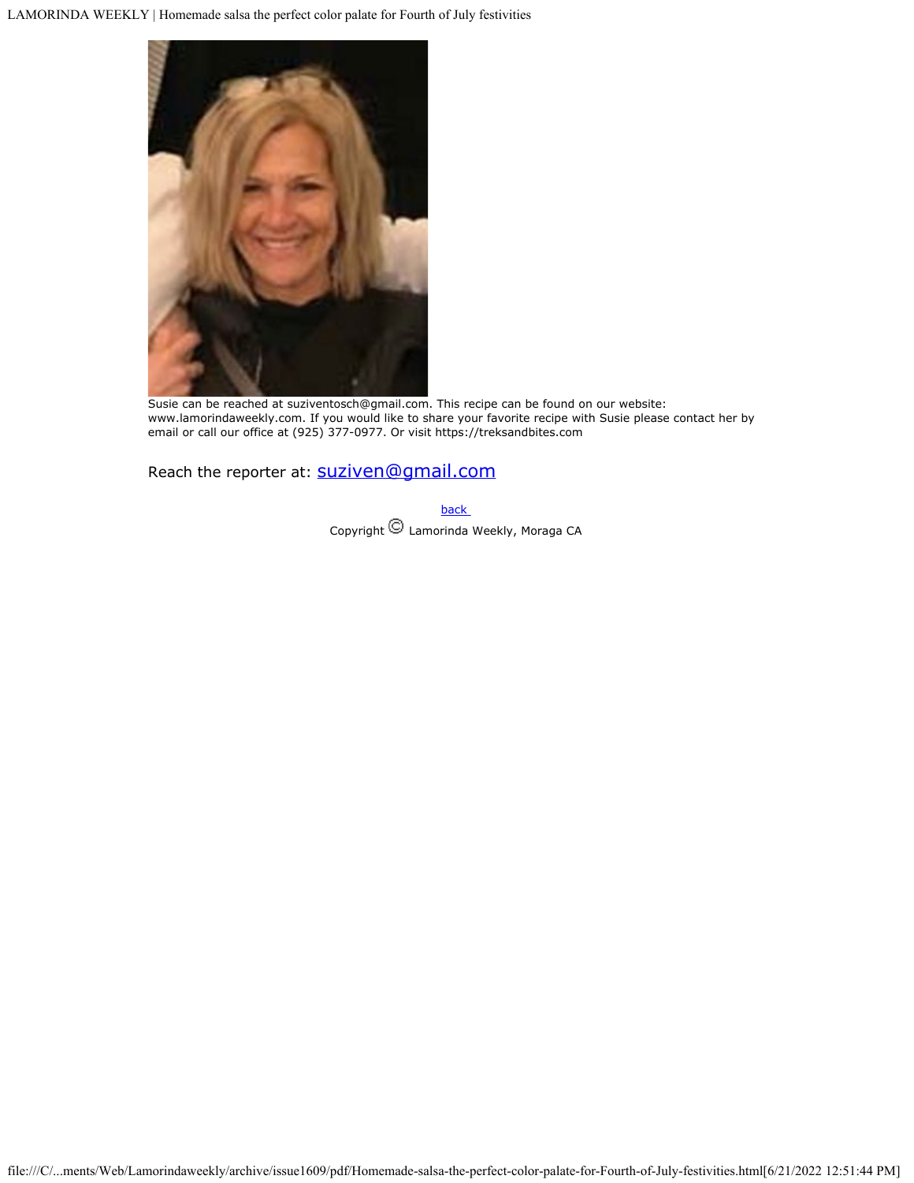Susie can be reached at suziventosch@gmail.com. This recipe can be found on our website: www.lamorindaweekly.com. If you would like to share your favorite recipe with Susie please contact her by email or call our office at (925) 377-0977. Or visit https://treksandbites.com

Reach the reporter at: suziven@gmail.com

back

Copyright © Lamorinda Weekly, Moraga CA